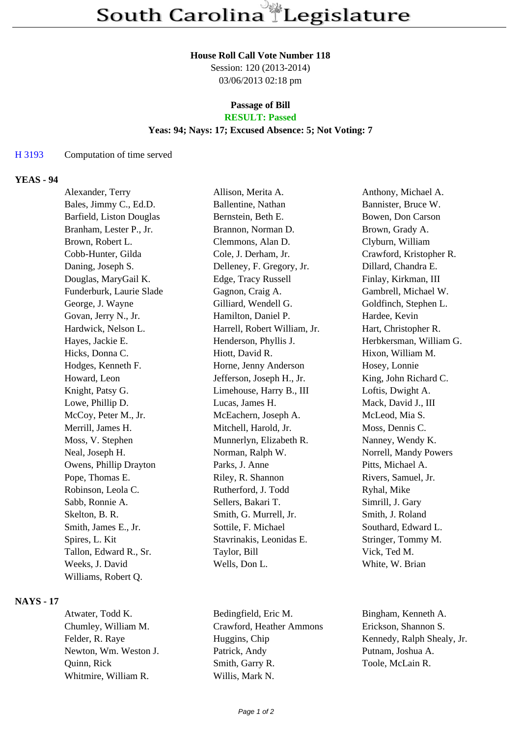# South Carolina Legislature

**House Roll Call Vote Number 118**
Session: 120 (2013-2014)
03/06/2013 02:18 pm

**Passage of Bill**
**RESULT: Passed**
**Yeas: 94; Nays: 17; Excused Absence: 5; Not Voting: 7**

H 3193 Computation of time served

## YEAS - 94

| | | |
|---|---|---|
| Alexander, Terry | Allison, Merita A. | Anthony, Michael A. |
| Bales, Jimmy C., Ed.D. | Ballentine, Nathan | Bannister, Bruce W. |
| Barfield, Liston Douglas | Bernstein, Beth E. | Bowen, Don Carson |
| Branham, Lester P., Jr. | Brannon, Norman D. | Brown, Grady A. |
| Brown, Robert L. | Clemmons, Alan D. | Clyburn, William |
| Cobb-Hunter, Gilda | Cole, J. Derham, Jr. | Crawford, Kristopher R. |
| Daning, Joseph S. | Delleney, F. Gregory, Jr. | Dillard, Chandra E. |
| Douglas, MaryGail K. | Edge, Tracy Russell | Finlay, Kirkman, III |
| Funderburk, Laurie Slade | Gagnon, Craig A. | Gambrell, Michael W. |
| George, J. Wayne | Gilliard, Wendell G. | Goldfinch, Stephen L. |
| Govan, Jerry N., Jr. | Hamilton, Daniel P. | Hardee, Kevin |
| Hardwick, Nelson L. | Harrell, Robert William, Jr. | Hart, Christopher R. |
| Hayes, Jackie E. | Henderson, Phyllis J. | Herbkersman, William G. |
| Hicks, Donna C. | Hiott, David R. | Hixon, William M. |
| Hodges, Kenneth F. | Horne, Jenny Anderson | Hosey, Lonnie |
| Howard, Leon | Jefferson, Joseph H., Jr. | King, John Richard C. |
| Knight, Patsy G. | Limehouse, Harry B., III | Loftis, Dwight A. |
| Lowe, Phillip D. | Lucas, James H. | Mack, David J., III |
| McCoy, Peter M., Jr. | McEachern, Joseph A. | McLeod, Mia S. |
| Merrill, James H. | Mitchell, Harold, Jr. | Moss, Dennis C. |
| Moss, V. Stephen | Munnerlyn, Elizabeth R. | Nanney, Wendy K. |
| Neal, Joseph H. | Norman, Ralph W. | Norrell, Mandy Powers |
| Owens, Phillip Drayton | Parks, J. Anne | Pitts, Michael A. |
| Pope, Thomas E. | Riley, R. Shannon | Rivers, Samuel, Jr. |
| Robinson, Leola C. | Rutherford, J. Todd | Ryhal, Mike |
| Sabb, Ronnie A. | Sellers, Bakari T. | Simrill, J. Gary |
| Skelton, B. R. | Smith, G. Murrell, Jr. | Smith, J. Roland |
| Smith, James E., Jr. | Sottile, F. Michael | Southard, Edward L. |
| Spires, L. Kit | Stavrinakis, Leonidas E. | Stringer, Tommy M. |
| Tallon, Edward R., Sr. | Taylor, Bill | Vick, Ted M. |
| Weeks, J. David | Wells, Don L. | White, W. Brian |
| Williams, Robert Q. | | |

## NAYS - 17

| | | |
|---|---|---|
| Atwater, Todd K. | Bedingfield, Eric M. | Bingham, Kenneth A. |
| Chumley, William M. | Crawford, Heather Ammons | Erickson, Shannon S. |
| Felder, R. Raye | Huggins, Chip | Kennedy, Ralph Shealy, Jr. |
| Newton, Wm. Weston J. | Patrick, Andy | Putnam, Joshua A. |
| Quinn, Rick | Smith, Garry R. | Toole, McLain R. |
| Whitmire, William R. | Willis, Mark N. | |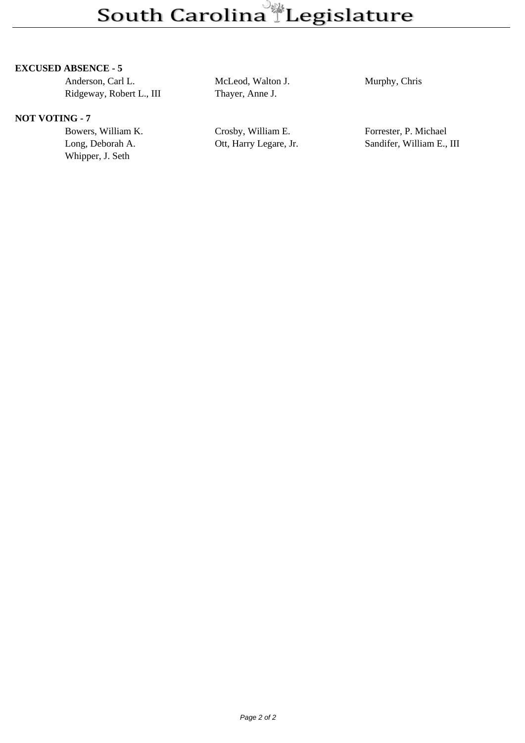**EXCUSED ABSENCE - 5**

| | | |
|---|---|---|
| Anderson, Carl L. | McLeod, Walton J. | Murphy, Chris |
| Ridgeway, Robert L., III | Thayer, Anne J. | |

**NOT VOTING - 7**

| | | |
|---|---|---|
| Bowers, William K. | Crosby, William E. | Forrester, P. Michael |
| Long, Deborah A. | Ott, Harry Legare, Jr. | Sandifer, William E., III |
| Whipper, J. Seth | | |